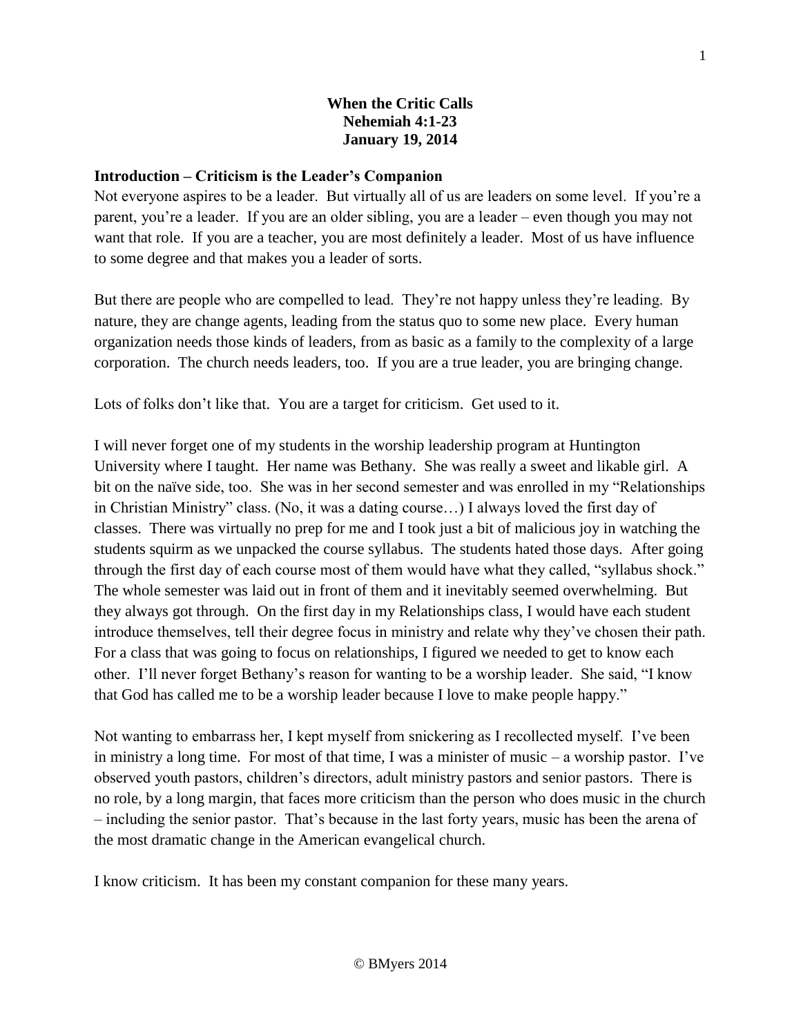# When the Critic Calls
## Nehemiah 4:1-23
## January 19, 2014

### Introduction – Criticism is the Leader's Companion

Not everyone aspires to be a leader. But virtually all of us are leaders on some level. If you're a parent, you're a leader. If you are an older sibling, you are a leader – even though you may not want that role. If you are a teacher, you are most definitely a leader. Most of us have influence to some degree and that makes you a leader of sorts.

But there are people who are compelled to lead. They're not happy unless they're leading. By nature, they are change agents, leading from the status quo to some new place. Every human organization needs those kinds of leaders, from as basic as a family to the complexity of a large corporation. The church needs leaders, too. If you are a true leader, you are bringing change.

Lots of folks don't like that. You are a target for criticism. Get used to it.

I will never forget one of my students in the worship leadership program at Huntington University where I taught. Her name was Bethany. She was really a sweet and likable girl. A bit on the naïve side, too. She was in her second semester and was enrolled in my "Relationships in Christian Ministry" class. (No, it was a dating course…) I always loved the first day of classes. There was virtually no prep for me and I took just a bit of malicious joy in watching the students squirm as we unpacked the course syllabus. The students hated those days. After going through the first day of each course most of them would have what they called, "syllabus shock." The whole semester was laid out in front of them and it inevitably seemed overwhelming. But they always got through. On the first day in my Relationships class, I would have each student introduce themselves, tell their degree focus in ministry and relate why they've chosen their path. For a class that was going to focus on relationships, I figured we needed to get to know each other. I'll never forget Bethany's reason for wanting to be a worship leader. She said, "I know that God has called me to be a worship leader because I love to make people happy."

Not wanting to embarrass her, I kept myself from snickering as I recollected myself. I've been in ministry a long time. For most of that time, I was a minister of music – a worship pastor. I've observed youth pastors, children's directors, adult ministry pastors and senior pastors. There is no role, by a long margin, that faces more criticism than the person who does music in the church – including the senior pastor. That's because in the last forty years, music has been the arena of the most dramatic change in the American evangelical church.

I know criticism. It has been my constant companion for these many years.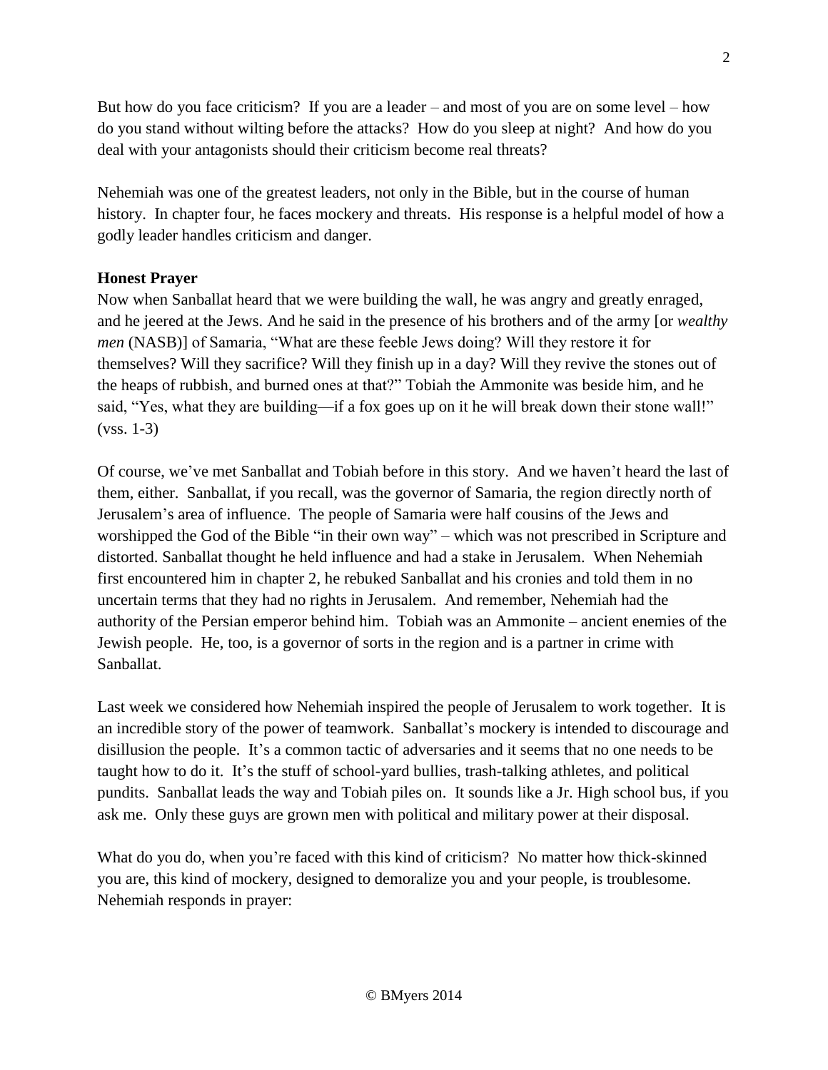But how do you face criticism? If you are a leader – and most of you are on some level – how do you stand without wilting before the attacks? How do you sleep at night? And how do you deal with your antagonists should their criticism become real threats?

Nehemiah was one of the greatest leaders, not only in the Bible, but in the course of human history. In chapter four, he faces mockery and threats. His response is a helpful model of how a godly leader handles criticism and danger.

**Honest Prayer**

Now when Sanballat heard that we were building the wall, he was angry and greatly enraged, and he jeered at the Jews. And he said in the presence of his brothers and of the army [or *wealthy men* (NASB)] of Samaria, "What are these feeble Jews doing? Will they restore it for themselves? Will they sacrifice? Will they finish up in a day? Will they revive the stones out of the heaps of rubbish, and burned ones at that?" Tobiah the Ammonite was beside him, and he said, "Yes, what they are building—if a fox goes up on it he will break down their stone wall!" (vss. 1-3)

Of course, we've met Sanballat and Tobiah before in this story. And we haven't heard the last of them, either. Sanballat, if you recall, was the governor of Samaria, the region directly north of Jerusalem's area of influence. The people of Samaria were half cousins of the Jews and worshipped the God of the Bible "in their own way" – which was not prescribed in Scripture and distorted. Sanballat thought he held influence and had a stake in Jerusalem. When Nehemiah first encountered him in chapter 2, he rebuked Sanballat and his cronies and told them in no uncertain terms that they had no rights in Jerusalem. And remember, Nehemiah had the authority of the Persian emperor behind him. Tobiah was an Ammonite – ancient enemies of the Jewish people. He, too, is a governor of sorts in the region and is a partner in crime with Sanballat.

Last week we considered how Nehemiah inspired the people of Jerusalem to work together. It is an incredible story of the power of teamwork. Sanballat's mockery is intended to discourage and disillusion the people. It's a common tactic of adversaries and it seems that no one needs to be taught how to do it. It's the stuff of school-yard bullies, trash-talking athletes, and political pundits. Sanballat leads the way and Tobiah piles on. It sounds like a Jr. High school bus, if you ask me. Only these guys are grown men with political and military power at their disposal.

What do you do, when you're faced with this kind of criticism? No matter how thick-skinned you are, this kind of mockery, designed to demoralize you and your people, is troublesome. Nehemiah responds in prayer: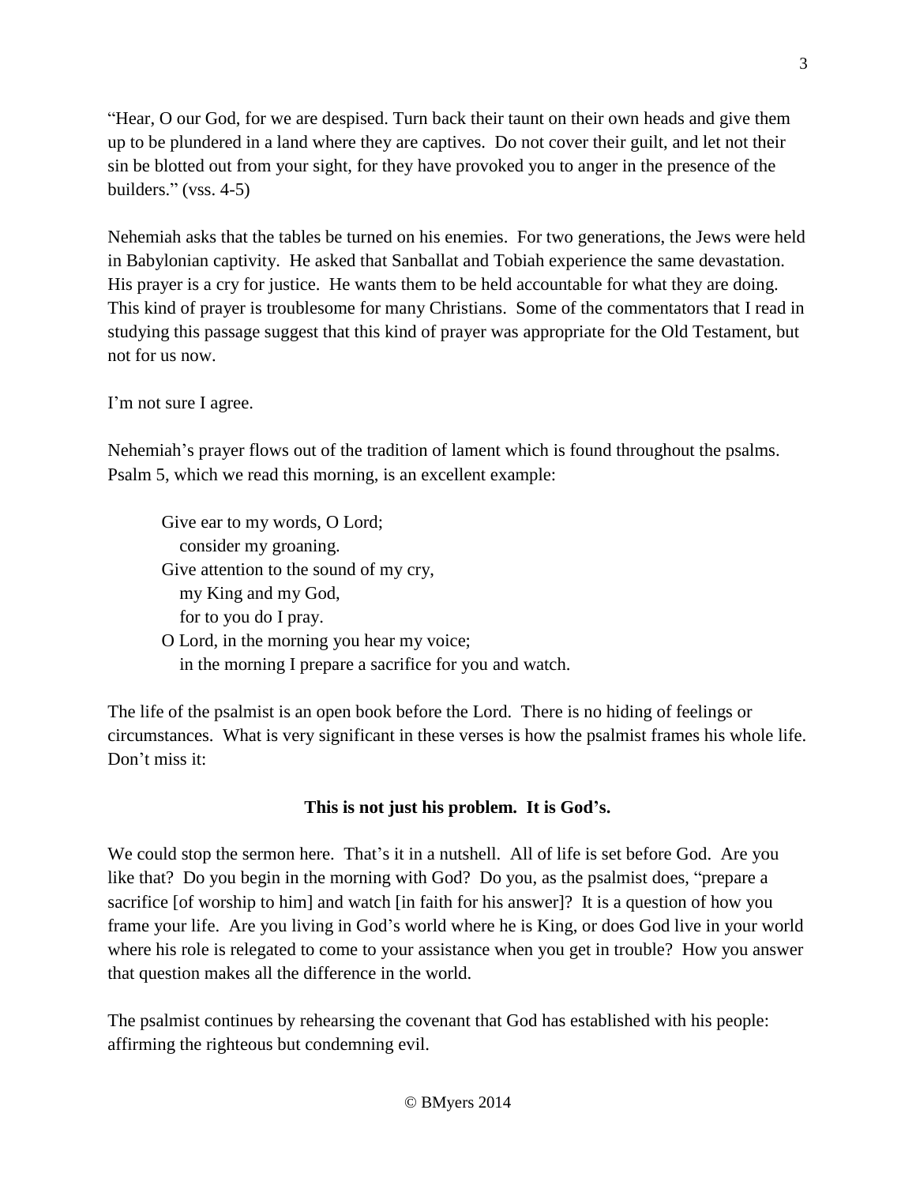"Hear, O our God, for we are despised. Turn back their taunt on their own heads and give them up to be plundered in a land where they are captives. Do not cover their guilt, and let not their sin be blotted out from your sight, for they have provoked you to anger in the presence of the builders." (vss. 4-5)

Nehemiah asks that the tables be turned on his enemies. For two generations, the Jews were held in Babylonian captivity. He asked that Sanballat and Tobiah experience the same devastation. His prayer is a cry for justice. He wants them to be held accountable for what they are doing. This kind of prayer is troublesome for many Christians. Some of the commentators that I read in studying this passage suggest that this kind of prayer was appropriate for the Old Testament, but not for us now.

I'm not sure I agree.

Nehemiah's prayer flows out of the tradition of lament which is found throughout the psalms. Psalm 5, which we read this morning, is an excellent example:

> Give ear to my words, O Lord;
> consider my groaning.
> Give attention to the sound of my cry,
> my King and my God,
> for to you do I pray.
> O Lord, in the morning you hear my voice;
> in the morning I prepare a sacrifice for you and watch.

The life of the psalmist is an open book before the Lord. There is no hiding of feelings or circumstances. What is very significant in these verses is how the psalmist frames his whole life. Don't miss it:

**This is not just his problem. It is God's.**

We could stop the sermon here. That's it in a nutshell. All of life is set before God. Are you like that? Do you begin in the morning with God? Do you, as the psalmist does, "prepare a sacrifice [of worship to him] and watch [in faith for his answer]? It is a question of how you frame your life. Are you living in God's world where he is King, or does God live in your world where his role is relegated to come to your assistance when you get in trouble? How you answer that question makes all the difference in the world.

The psalmist continues by rehearsing the covenant that God has established with his people: affirming the righteous but condemning evil.

© BMyers 2014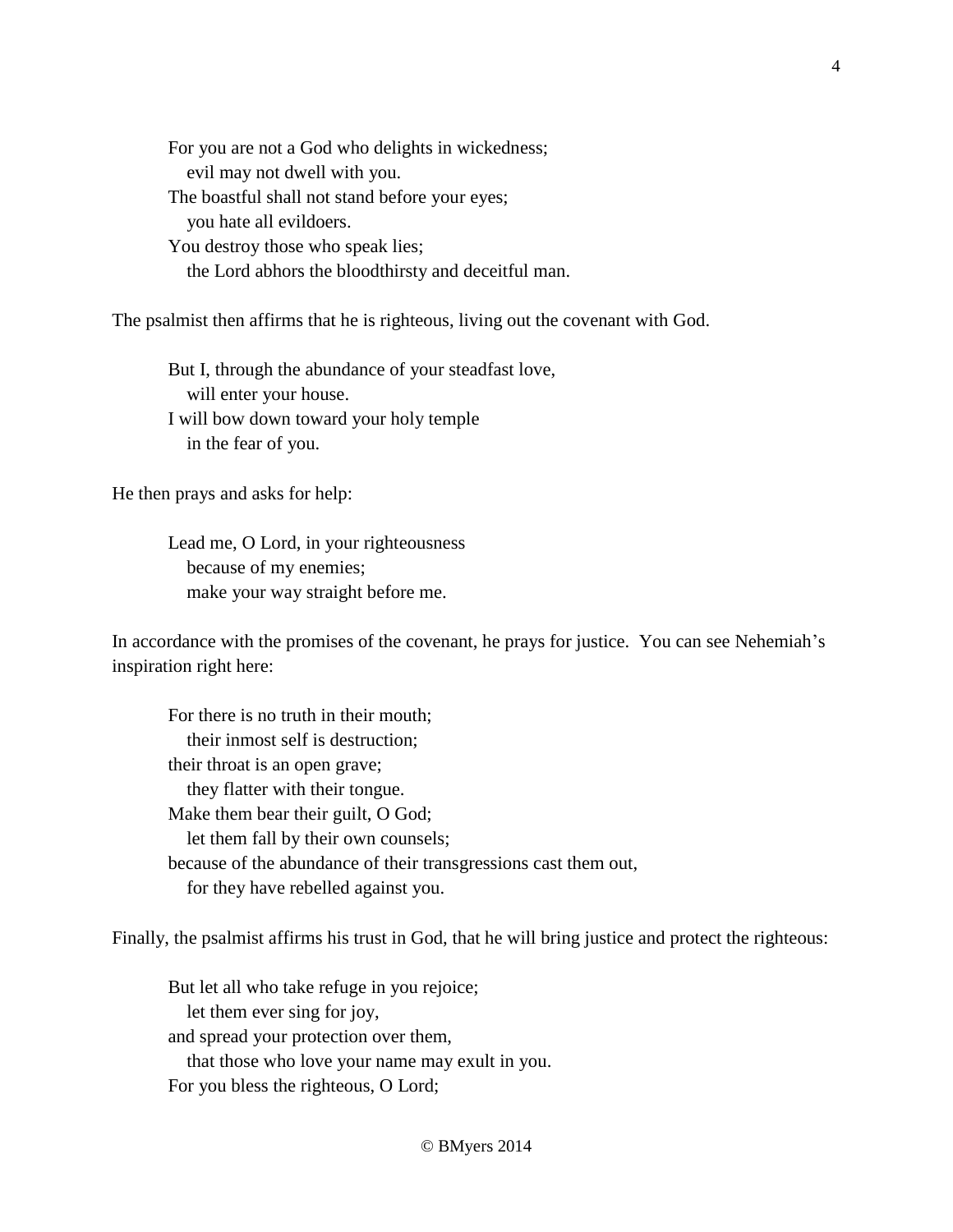> For you are not a God who delights in wickedness;  
> &nbsp;&nbsp;&nbsp;evil may not dwell with you.  
> The boastful shall not stand before your eyes;  
> &nbsp;&nbsp;&nbsp;you hate all evildoers.  
> You destroy those who speak lies;  
> &nbsp;&nbsp;&nbsp;the Lord abhors the bloodthirsty and deceitful man.

The psalmist then affirms that he is righteous, living out the covenant with God.

> But I, through the abundance of your steadfast love,  
> &nbsp;&nbsp;&nbsp;will enter your house.  
> I will bow down toward your holy temple  
> &nbsp;&nbsp;&nbsp;in the fear of you.

He then prays and asks for help:

> Lead me, O Lord, in your righteousness  
> &nbsp;&nbsp;&nbsp;because of my enemies;  
> &nbsp;&nbsp;&nbsp;make your way straight before me.

In accordance with the promises of the covenant, he prays for justice. You can see Nehemiah's inspiration right here:

> For there is no truth in their mouth;  
> &nbsp;&nbsp;&nbsp;their inmost self is destruction;  
> their throat is an open grave;  
> &nbsp;&nbsp;&nbsp;they flatter with their tongue.  
> Make them bear their guilt, O God;  
> &nbsp;&nbsp;&nbsp;let them fall by their own counsels;  
> because of the abundance of their transgressions cast them out,  
> &nbsp;&nbsp;&nbsp;for they have rebelled against you.

Finally, the psalmist affirms his trust in God, that he will bring justice and protect the righteous:

> But let all who take refuge in you rejoice;  
> &nbsp;&nbsp;&nbsp;let them ever sing for joy,  
> and spread your protection over them,  
> &nbsp;&nbsp;&nbsp;that those who love your name may exult in you.  
> For you bless the righteous, O Lord;

© BMyers 2014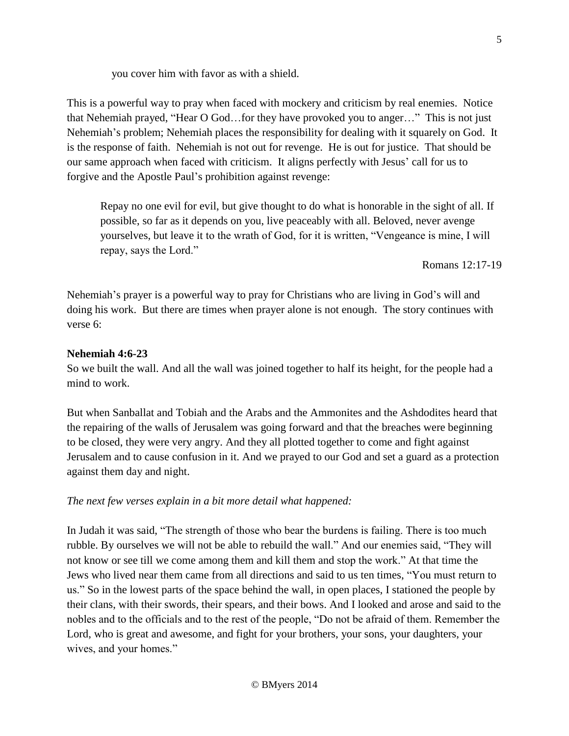you cover him with favor as with a shield.

This is a powerful way to pray when faced with mockery and criticism by real enemies. Notice that Nehemiah prayed, "Hear O God…for they have provoked you to anger…" This is not just Nehemiah's problem; Nehemiah places the responsibility for dealing with it squarely on God. It is the response of faith. Nehemiah is not out for revenge. He is out for justice. That should be our same approach when faced with criticism. It aligns perfectly with Jesus' call for us to forgive and the Apostle Paul's prohibition against revenge:

> Repay no one evil for evil, but give thought to do what is honorable in the sight of all. If possible, so far as it depends on you, live peaceably with all. Beloved, never avenge yourselves, but leave it to the wrath of God, for it is written, "Vengeance is mine, I will repay, says the Lord."
>
> Romans 12:17-19

Nehemiah's prayer is a powerful way to pray for Christians who are living in God's will and doing his work. But there are times when prayer alone is not enough. The story continues with verse 6:

**Nehemiah 4:6-23**
So we built the wall. And all the wall was joined together to half its height, for the people had a mind to work.

But when Sanballat and Tobiah and the Arabs and the Ammonites and the Ashdodites heard that the repairing of the walls of Jerusalem was going forward and that the breaches were beginning to be closed, they were very angry. And they all plotted together to come and fight against Jerusalem and to cause confusion in it. And we prayed to our God and set a guard as a protection against them day and night.

*The next few verses explain in a bit more detail what happened:*

In Judah it was said, "The strength of those who bear the burdens is failing. There is too much rubble. By ourselves we will not be able to rebuild the wall." And our enemies said, "They will not know or see till we come among them and kill them and stop the work." At that time the Jews who lived near them came from all directions and said to us ten times, "You must return to us." So in the lowest parts of the space behind the wall, in open places, I stationed the people by their clans, with their swords, their spears, and their bows. And I looked and arose and said to the nobles and to the officials and to the rest of the people, "Do not be afraid of them. Remember the Lord, who is great and awesome, and fight for your brothers, your sons, your daughters, your wives, and your homes."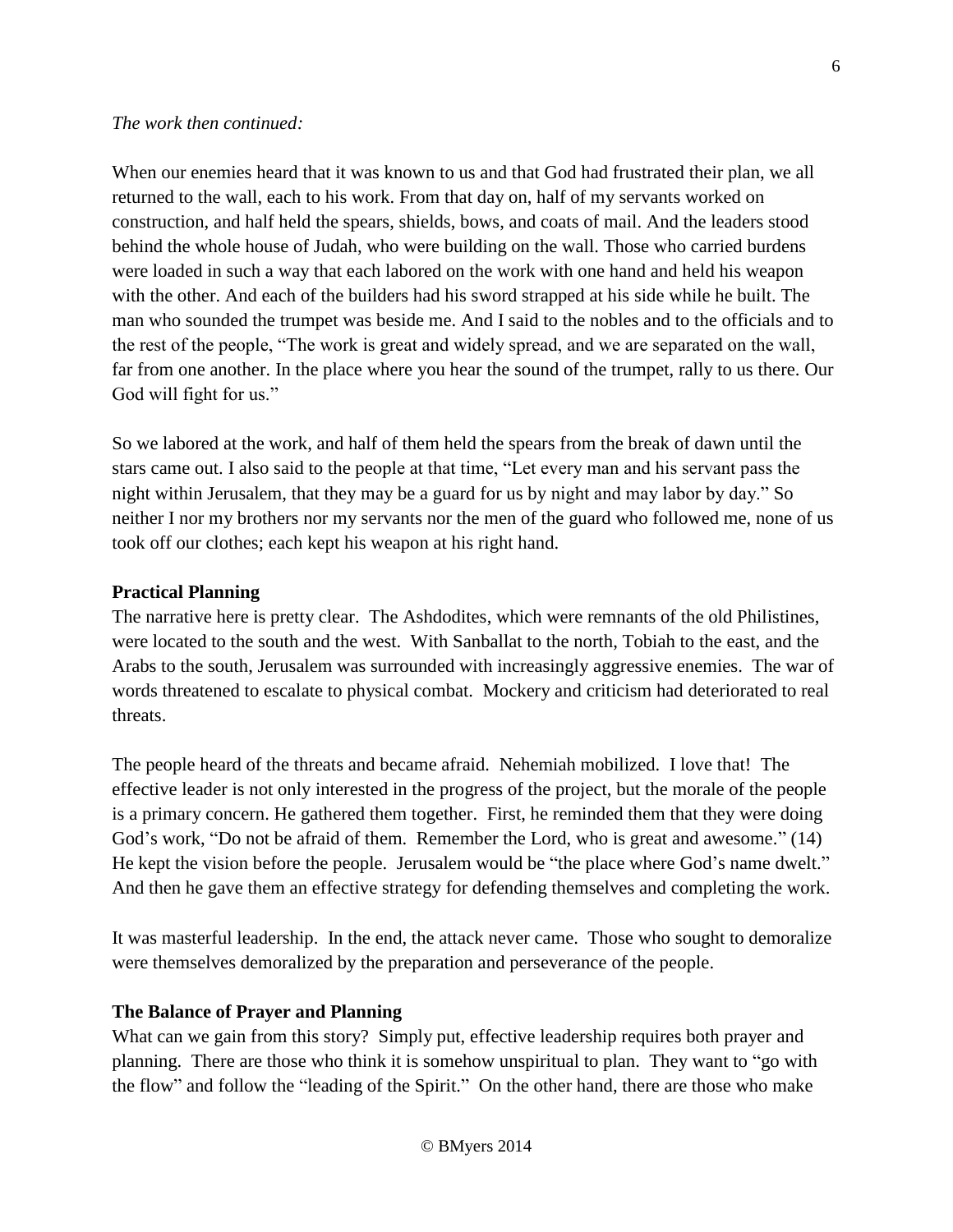*The work then continued:*

When our enemies heard that it was known to us and that God had frustrated their plan, we all returned to the wall, each to his work. From that day on, half of my servants worked on construction, and half held the spears, shields, bows, and coats of mail. And the leaders stood behind the whole house of Judah, who were building on the wall. Those who carried burdens were loaded in such a way that each labored on the work with one hand and held his weapon with the other. And each of the builders had his sword strapped at his side while he built. The man who sounded the trumpet was beside me. And I said to the nobles and to the officials and to the rest of the people, "The work is great and widely spread, and we are separated on the wall, far from one another. In the place where you hear the sound of the trumpet, rally to us there. Our God will fight for us."

So we labored at the work, and half of them held the spears from the break of dawn until the stars came out. I also said to the people at that time, "Let every man and his servant pass the night within Jerusalem, that they may be a guard for us by night and may labor by day." So neither I nor my brothers nor my servants nor the men of the guard who followed me, none of us took off our clothes; each kept his weapon at his right hand.

**Practical Planning**

The narrative here is pretty clear. The Ashdodites, which were remnants of the old Philistines, were located to the south and the west. With Sanballat to the north, Tobiah to the east, and the Arabs to the south, Jerusalem was surrounded with increasingly aggressive enemies. The war of words threatened to escalate to physical combat. Mockery and criticism had deteriorated to real threats.

The people heard of the threats and became afraid. Nehemiah mobilized. I love that! The effective leader is not only interested in the progress of the project, but the morale of the people is a primary concern. He gathered them together. First, he reminded them that they were doing God's work, "Do not be afraid of them. Remember the Lord, who is great and awesome." (14) He kept the vision before the people. Jerusalem would be "the place where God's name dwelt." And then he gave them an effective strategy for defending themselves and completing the work.

It was masterful leadership. In the end, the attack never came. Those who sought to demoralize were themselves demoralized by the preparation and perseverance of the people.

**The Balance of Prayer and Planning**

What can we gain from this story? Simply put, effective leadership requires both prayer and planning. There are those who think it is somehow unspiritual to plan. They want to "go with the flow" and follow the "leading of the Spirit." On the other hand, there are those who make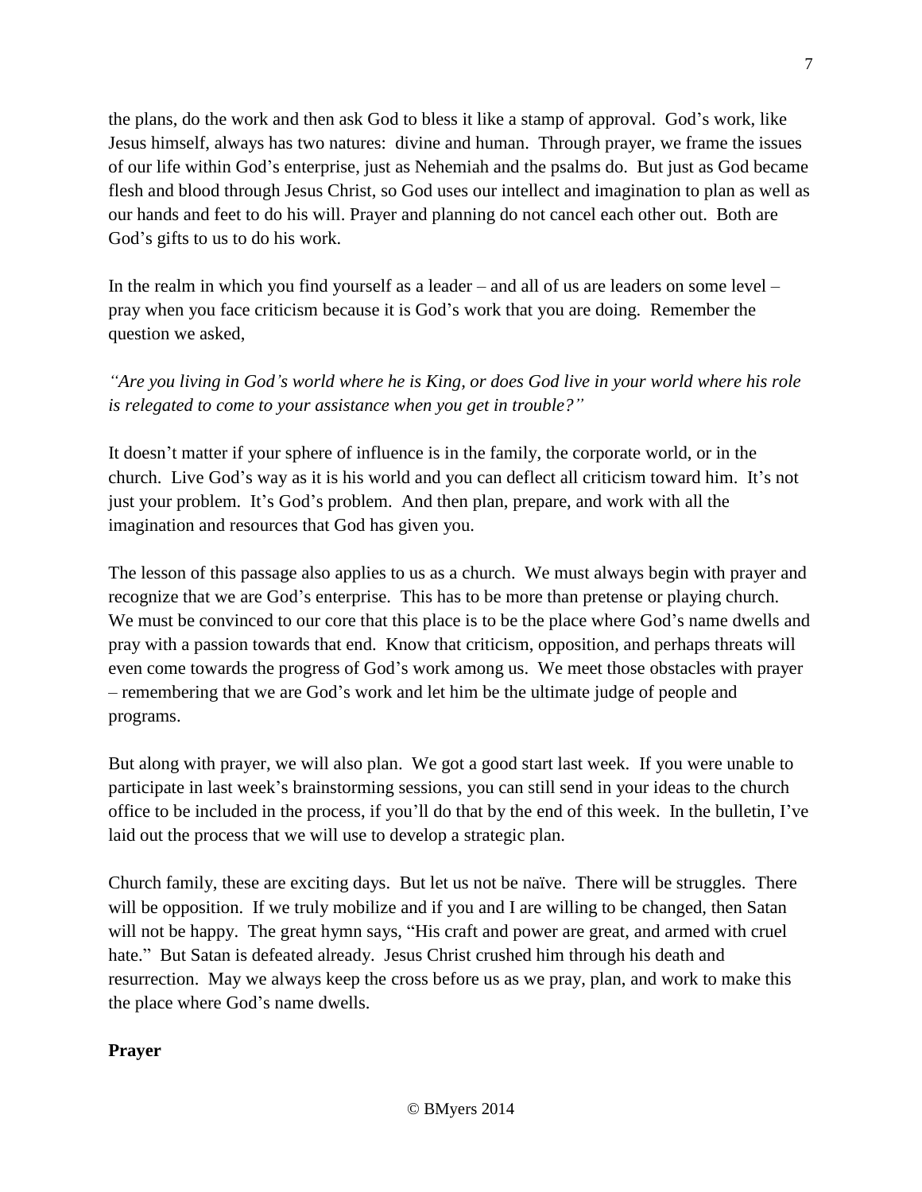the plans, do the work and then ask God to bless it like a stamp of approval. God's work, like Jesus himself, always has two natures: divine and human. Through prayer, we frame the issues of our life within God's enterprise, just as Nehemiah and the psalms do. But just as God became flesh and blood through Jesus Christ, so God uses our intellect and imagination to plan as well as our hands and feet to do his will. Prayer and planning do not cancel each other out. Both are God's gifts to us to do his work.

In the realm in which you find yourself as a leader – and all of us are leaders on some level – pray when you face criticism because it is God's work that you are doing. Remember the question we asked,

*"Are you living in God's world where he is King, or does God live in your world where his role is relegated to come to your assistance when you get in trouble?"*

It doesn't matter if your sphere of influence is in the family, the corporate world, or in the church. Live God's way as it is his world and you can deflect all criticism toward him. It's not just your problem. It's God's problem. And then plan, prepare, and work with all the imagination and resources that God has given you.

The lesson of this passage also applies to us as a church. We must always begin with prayer and recognize that we are God's enterprise. This has to be more than pretense or playing church. We must be convinced to our core that this place is to be the place where God's name dwells and pray with a passion towards that end. Know that criticism, opposition, and perhaps threats will even come towards the progress of God's work among us. We meet those obstacles with prayer – remembering that we are God's work and let him be the ultimate judge of people and programs.

But along with prayer, we will also plan. We got a good start last week. If you were unable to participate in last week's brainstorming sessions, you can still send in your ideas to the church office to be included in the process, if you'll do that by the end of this week. In the bulletin, I've laid out the process that we will use to develop a strategic plan.

Church family, these are exciting days. But let us not be naïve. There will be struggles. There will be opposition. If we truly mobilize and if you and I are willing to be changed, then Satan will not be happy. The great hymn says, "His craft and power are great, and armed with cruel hate." But Satan is defeated already. Jesus Christ crushed him through his death and resurrection. May we always keep the cross before us as we pray, plan, and work to make this the place where God's name dwells.

**Prayer**

© BMyers 2014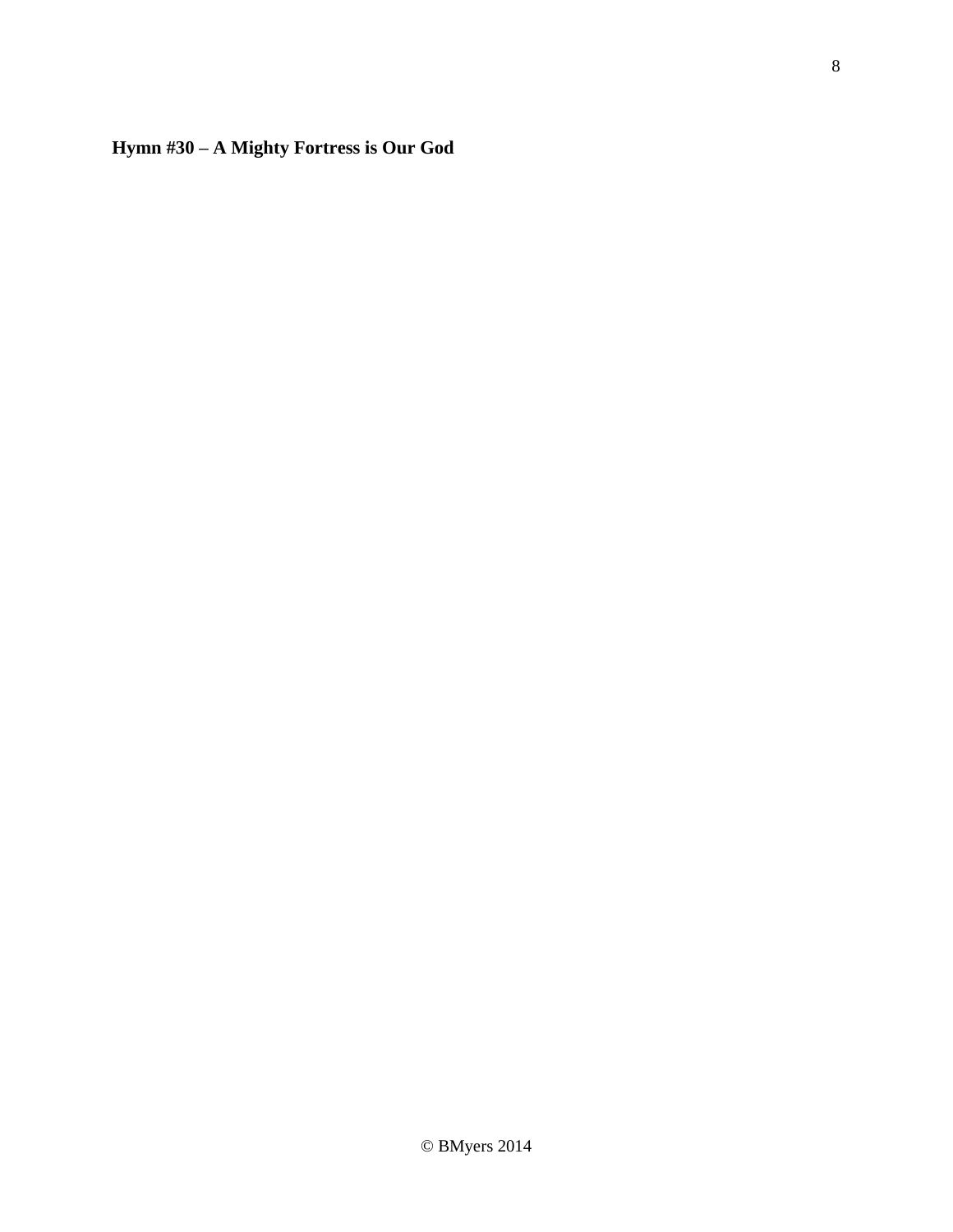**Hymn #30 – A Mighty Fortress is Our God**